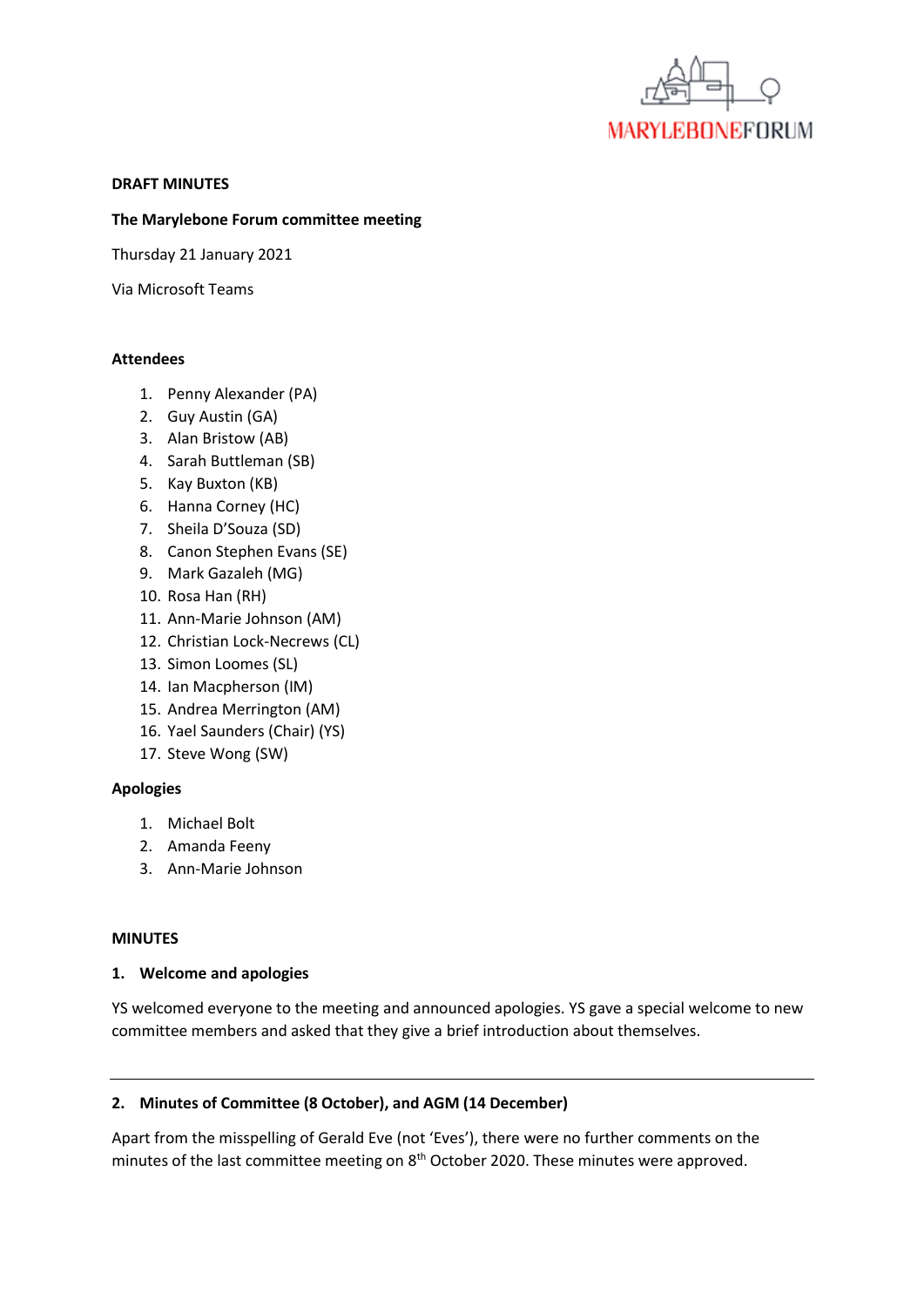MARYLEBONEFORUM

**DRAFT MINUTES**

**The Marylebone Forum committee meeting**

Thursday 21 January 2021

Via Microsoft Teams

**Attendees**

1. Penny Alexander (PA)
2. Guy Austin (GA)
3. Alan Bristow (AB)
4. Sarah Buttleman (SB)
5. Kay Buxton (KB)
6. Hanna Corney (HC)
7. Sheila D'Souza (SD)
8. Canon Stephen Evans (SE)
9. Mark Gazaleh (MG)
10. Rosa Han (RH)
11. Ann-Marie Johnson (AM)
12. Christian Lock-Necrews (CL)
13. Simon Loomes (SL)
14. Ian Macpherson (IM)
15. Andrea Merrington (AM)
16. Yael Saunders (Chair) (YS)
17. Steve Wong (SW)

**Apologies**

1. Michael Bolt
2. Amanda Feeny
3. Ann-Marie Johnson

**MINUTES**

**1. Welcome and apologies**

YS welcomed everyone to the meeting and announced apologies. YS gave a special welcome to new committee members and asked that they give a brief introduction about themselves.

---

**2. Minutes of Committee (8 October), and AGM (14 December)**

Apart from the misspelling of Gerald Eve (not 'Eves'), there were no further comments on the minutes of the last committee meeting on 8th October 2020. These minutes were approved.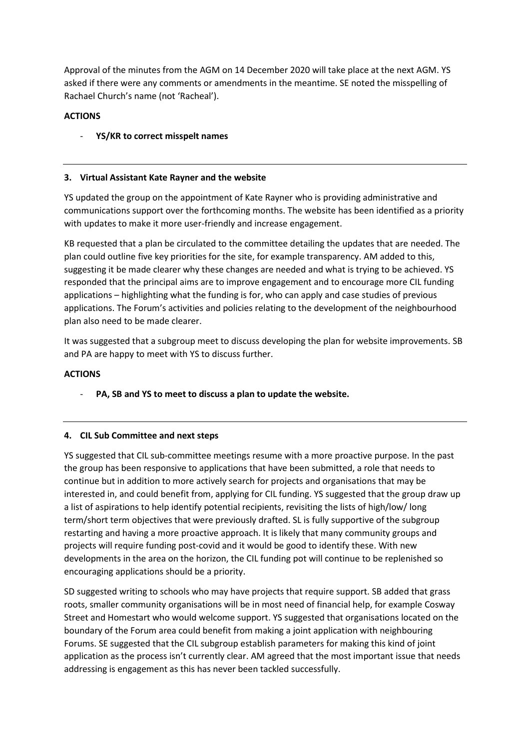Approval of the minutes from the AGM on 14 December 2020 will take place at the next AGM. YS asked if there were any comments or amendments in the meantime. SE noted the misspelling of Rachael Church's name (not 'Racheal').

**ACTIONS**

- **YS/KR to correct misspelt names**

---

## 3. Virtual Assistant Kate Rayner and the website

YS updated the group on the appointment of Kate Rayner who is providing administrative and communications support over the forthcoming months. The website has been identified as a priority with updates to make it more user-friendly and increase engagement.

KB requested that a plan be circulated to the committee detailing the updates that are needed. The plan could outline five key priorities for the site, for example transparency. AM added to this, suggesting it be made clearer why these changes are needed and what is trying to be achieved. YS responded that the principal aims are to improve engagement and to encourage more CIL funding applications – highlighting what the funding is for, who can apply and case studies of previous applications. The Forum's activities and policies relating to the development of the neighbourhood plan also need to be made clearer.

It was suggested that a subgroup meet to discuss developing the plan for website improvements. SB and PA are happy to meet with YS to discuss further.

**ACTIONS**

- **PA, SB and YS to meet to discuss a plan to update the website.**

---

## 4. CIL Sub Committee and next steps

YS suggested that CIL sub-committee meetings resume with a more proactive purpose. In the past the group has been responsive to applications that have been submitted, a role that needs to continue but in addition to more actively search for projects and organisations that may be interested in, and could benefit from, applying for CIL funding. YS suggested that the group draw up a list of aspirations to help identify potential recipients, revisiting the lists of high/low/ long term/short term objectives that were previously drafted. SL is fully supportive of the subgroup restarting and having a more proactive approach. It is likely that many community groups and projects will require funding post-covid and it would be good to identify these. With new developments in the area on the horizon, the CIL funding pot will continue to be replenished so encouraging applications should be a priority.

SD suggested writing to schools who may have projects that require support. SB added that grass roots, smaller community organisations will be in most need of financial help, for example Cosway Street and Homestart who would welcome support. YS suggested that organisations located on the boundary of the Forum area could benefit from making a joint application with neighbouring Forums. SE suggested that the CIL subgroup establish parameters for making this kind of joint application as the process isn't currently clear. AM agreed that the most important issue that needs addressing is engagement as this has never been tackled successfully.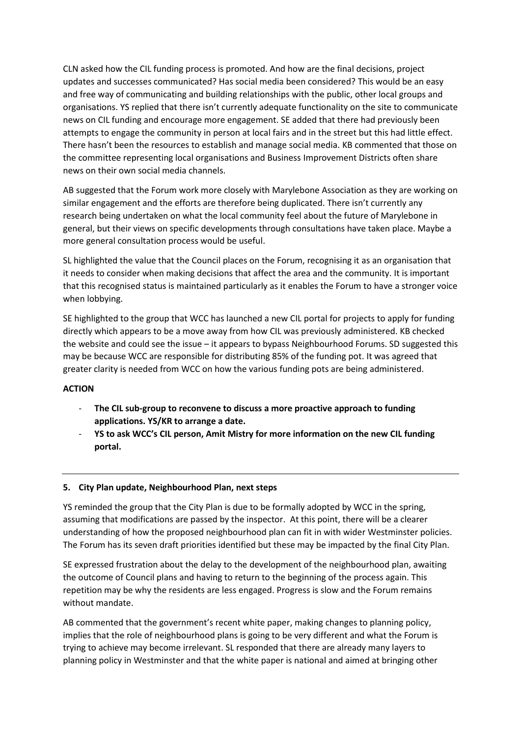CLN asked how the CIL funding process is promoted. And how are the final decisions, project updates and successes communicated? Has social media been considered? This would be an easy and free way of communicating and building relationships with the public, other local groups and organisations. YS replied that there isn't currently adequate functionality on the site to communicate news on CIL funding and encourage more engagement. SE added that there had previously been attempts to engage the community in person at local fairs and in the street but this had little effect. There hasn't been the resources to establish and manage social media. KB commented that those on the committee representing local organisations and Business Improvement Districts often share news on their own social media channels.

AB suggested that the Forum work more closely with Marylebone Association as they are working on similar engagement and the efforts are therefore being duplicated. There isn't currently any research being undertaken on what the local community feel about the future of Marylebone in general, but their views on specific developments through consultations have taken place. Maybe a more general consultation process would be useful.

SL highlighted the value that the Council places on the Forum, recognising it as an organisation that it needs to consider when making decisions that affect the area and the community. It is important that this recognised status is maintained particularly as it enables the Forum to have a stronger voice when lobbying.

SE highlighted to the group that WCC has launched a new CIL portal for projects to apply for funding directly which appears to be a move away from how CIL was previously administered. KB checked the website and could see the issue – it appears to bypass Neighbourhood Forums. SD suggested this may be because WCC are responsible for distributing 85% of the funding pot. It was agreed that greater clarity is needed from WCC on how the various funding pots are being administered.

**ACTION**

- **The CIL sub-group to reconvene to discuss a more proactive approach to funding applications. YS/KR to arrange a date.**
- **YS to ask WCC's CIL person, Amit Mistry for more information on the new CIL funding portal.**

---

### 5. City Plan update, Neighbourhood Plan, next steps

YS reminded the group that the City Plan is due to be formally adopted by WCC in the spring, assuming that modifications are passed by the inspector. At this point, there will be a clearer understanding of how the proposed neighbourhood plan can fit in with wider Westminster policies. The Forum has its seven draft priorities identified but these may be impacted by the final City Plan.

SE expressed frustration about the delay to the development of the neighbourhood plan, awaiting the outcome of Council plans and having to return to the beginning of the process again. This repetition may be why the residents are less engaged. Progress is slow and the Forum remains without mandate.

AB commented that the government's recent white paper, making changes to planning policy, implies that the role of neighbourhood plans is going to be very different and what the Forum is trying to achieve may become irrelevant. SL responded that there are already many layers to planning policy in Westminster and that the white paper is national and aimed at bringing other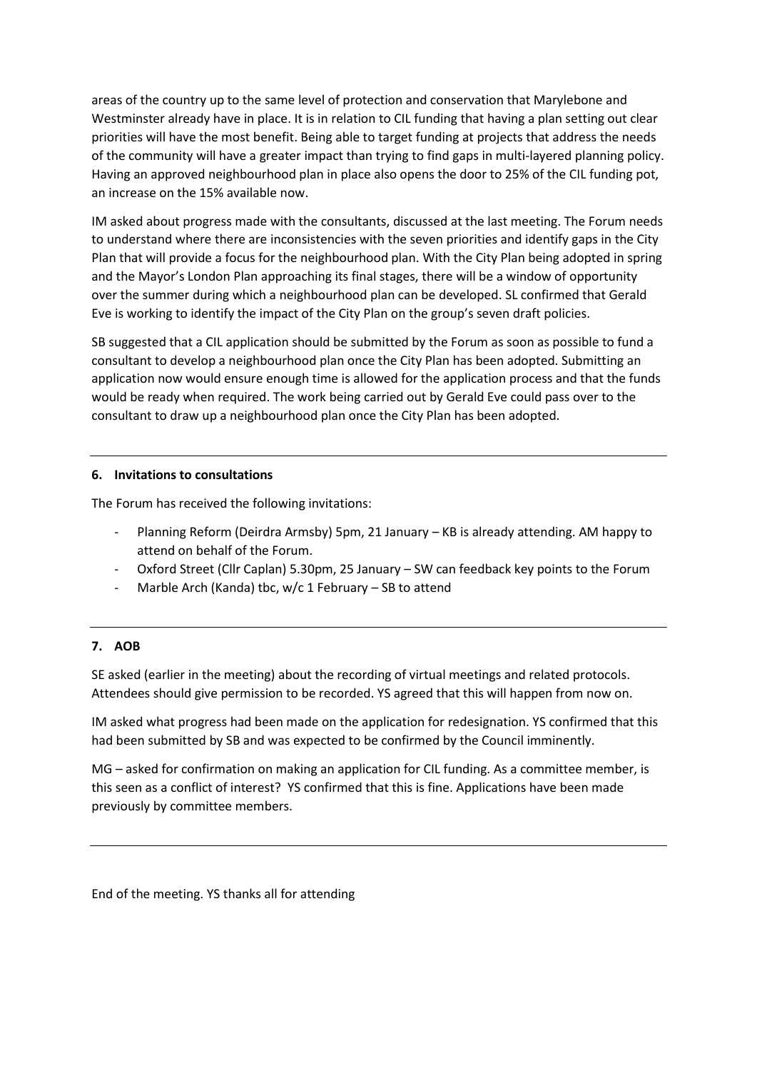areas of the country up to the same level of protection and conservation that Marylebone and Westminster already have in place. It is in relation to CIL funding that having a plan setting out clear priorities will have the most benefit. Being able to target funding at projects that address the needs of the community will have a greater impact than trying to find gaps in multi-layered planning policy. Having an approved neighbourhood plan in place also opens the door to 25% of the CIL funding pot, an increase on the 15% available now.

IM asked about progress made with the consultants, discussed at the last meeting. The Forum needs to understand where there are inconsistencies with the seven priorities and identify gaps in the City Plan that will provide a focus for the neighbourhood plan. With the City Plan being adopted in spring and the Mayor's London Plan approaching its final stages, there will be a window of opportunity over the summer during which a neighbourhood plan can be developed. SL confirmed that Gerald Eve is working to identify the impact of the City Plan on the group's seven draft policies.

SB suggested that a CIL application should be submitted by the Forum as soon as possible to fund a consultant to develop a neighbourhood plan once the City Plan has been adopted. Submitting an application now would ensure enough time is allowed for the application process and that the funds would be ready when required. The work being carried out by Gerald Eve could pass over to the consultant to draw up a neighbourhood plan once the City Plan has been adopted.

---

**6. Invitations to consultations**

The Forum has received the following invitations:

- Planning Reform (Deirdra Armsby) 5pm, 21 January – KB is already attending. AM happy to attend on behalf of the Forum.
- Oxford Street (Cllr Caplan) 5.30pm, 25 January – SW can feedback key points to the Forum
- Marble Arch (Kanda) tbc, w/c 1 February – SB to attend

---

**7. AOB**

SE asked (earlier in the meeting) about the recording of virtual meetings and related protocols. Attendees should give permission to be recorded. YS agreed that this will happen from now on.

IM asked what progress had been made on the application for redesignation. YS confirmed that this had been submitted by SB and was expected to be confirmed by the Council imminently.

MG – asked for confirmation on making an application for CIL funding. As a committee member, is this seen as a conflict of interest? YS confirmed that this is fine. Applications have been made previously by committee members.

---

End of the meeting. YS thanks all for attending